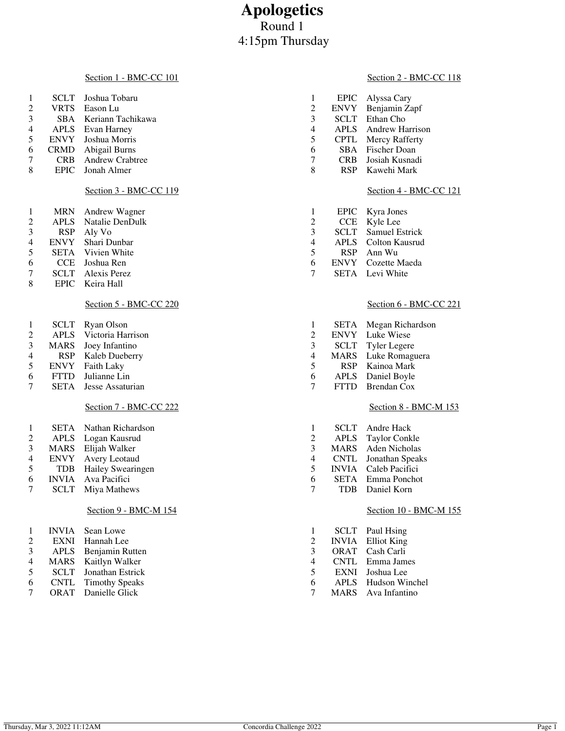# Apologetics

Round 1

4:15pm Thursday

### Section 1 - BMC-CC 101

| # | School | Name |
|---|---|---|
| 1 | SCLT | Joshua Tobaru |
| 2 | VRTS | Eason Lu |
| 3 | SBA | Keriann Tachikawa |
| 4 | APLS | Evan Harney |
| 5 | ENVY | Joshua Morris |
| 6 | CRMD | Abigail Burns |
| 7 | CRB | Andrew Crabtree |
| 8 | EPIC | Jonah Almer |

### Section 2 - BMC-CC 118

| # | School | Name |
|---|---|---|
| 1 | EPIC | Alyssa Cary |
| 2 | ENVY | Benjamin Zapf |
| 3 | SCLT | Ethan Cho |
| 4 | APLS | Andrew Harrison |
| 5 | CPTL | Mercy Rafferty |
| 6 | SBA | Fischer Doan |
| 7 | CRB | Josiah Kusnadi |
| 8 | RSP | Kawehi Mark |

### Section 3 - BMC-CC 119

| # | School | Name |
|---|---|---|
| 1 | MRN | Andrew Wagner |
| 2 | APLS | Natalie DenDulk |
| 3 | RSP | Aly Vo |
| 4 | ENVY | Shari Dunbar |
| 5 | SETA | Vivien White |
| 6 | CCE | Joshua Ren |
| 7 | SCLT | Alexis Perez |
| 8 | EPIC | Keira Hall |

### Section 4 - BMC-CC 121

| # | School | Name |
|---|---|---|
| 1 | EPIC | Kyra Jones |
| 2 | CCE | Kyle Lee |
| 3 | SCLT | Samuel Estrick |
| 4 | APLS | Colton Kausrud |
| 5 | RSP | Ann Wu |
| 6 | ENVY | Cozette Maeda |
| 7 | SETA | Levi White |

### Section 5 - BMC-CC 220

| # | School | Name |
|---|---|---|
| 1 | SCLT | Ryan Olson |
| 2 | APLS | Victoria Harrison |
| 3 | MARS | Joey Infantino |
| 4 | RSP | Kaleb Dueberry |
| 5 | ENVY | Faith Laky |
| 6 | FTTD | Julianne Lin |
| 7 | SETA | Jesse Assaturian |

### Section 6 - BMC-CC 221

| # | School | Name |
|---|---|---|
| 1 | SETA | Megan Richardson |
| 2 | ENVY | Luke Wiese |
| 3 | SCLT | Tyler Legere |
| 4 | MARS | Luke Romaguera |
| 5 | RSP | Kainoa Mark |
| 6 | APLS | Daniel Boyle |
| 7 | FTTD | Brendan Cox |

### Section 7 - BMC-CC 222

| # | School | Name |
|---|---|---|
| 1 | SETA | Nathan Richardson |
| 2 | APLS | Logan Kausrud |
| 3 | MARS | Elijah Walker |
| 4 | ENVY | Avery Leotaud |
| 5 | TDB | Hailey Swearingen |
| 6 | INVIA | Ava Pacifici |
| 7 | SCLT | Miya Mathews |

### Section 8 - BMC-M 153

| # | School | Name |
|---|---|---|
| 1 | SCLT | Andre Hack |
| 2 | APLS | Taylor Conkle |
| 3 | MARS | Aden Nicholas |
| 4 | CNTL | Jonathan Speaks |
| 5 | INVIA | Caleb Pacifici |
| 6 | SETA | Emma Ponchot |
| 7 | TDB | Daniel Korn |

### Section 9 - BMC-M 154

| # | School | Name |
|---|---|---|
| 1 | INVIA | Sean Lowe |
| 2 | EXNI | Hannah Lee |
| 3 | APLS | Benjamin Rutten |
| 4 | MARS | Kaitlyn Walker |
| 5 | SCLT | Jonathan Estrick |
| 6 | CNTL | Timothy Speaks |
| 7 | ORAT | Danielle Glick |

### Section 10 - BMC-M 155

| # | School | Name |
|---|---|---|
| 1 | SCLT | Paul Hsing |
| 2 | INVIA | Elliot King |
| 3 | ORAT | Cash Carli |
| 4 | CNTL | Emma James |
| 5 | EXNI | Joshua Lee |
| 6 | APLS | Hudson Winchel |
| 7 | MARS | Ava Infantino |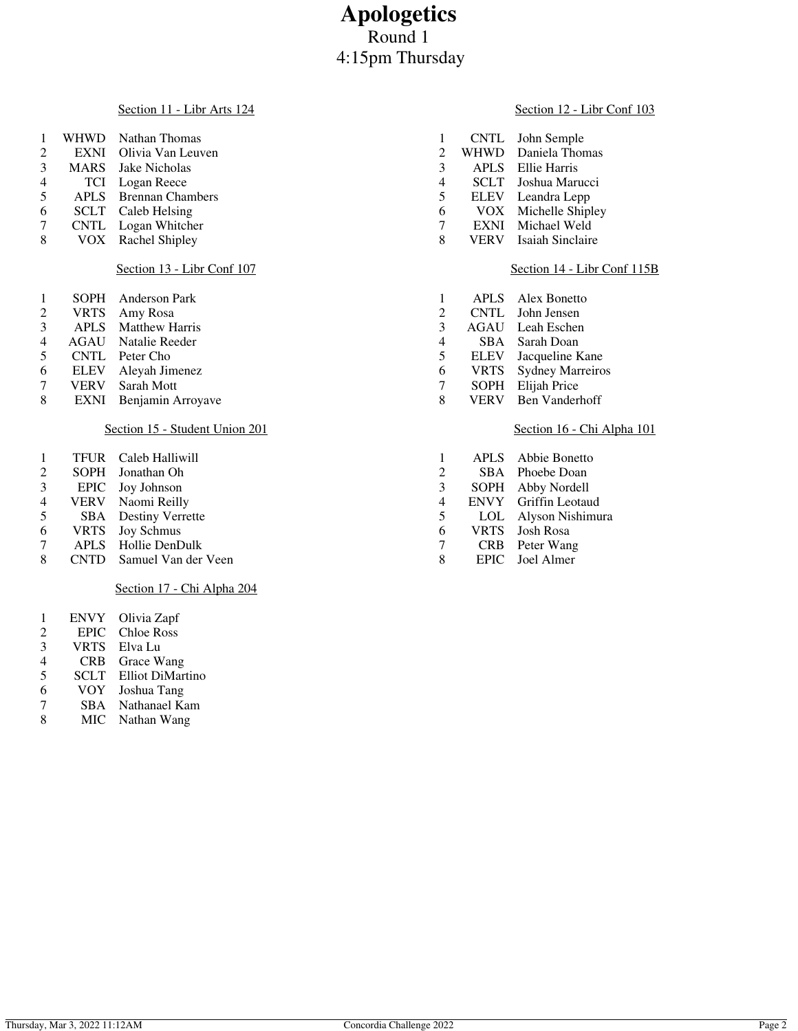# Apologetics

Round 1

4:15pm Thursday

## Section 11 - Libr Arts 124

| | | |
|---|---|---|
| 1 | WHWD | Nathan Thomas |
| 2 | EXNI | Olivia Van Leuven |
| 3 | MARS | Jake Nicholas |
| 4 | TCI | Logan Reece |
| 5 | APLS | Brennan Chambers |
| 6 | SCLT | Caleb Helsing |
| 7 | CNTL | Logan Whitcher |
| 8 | VOX | Rachel Shipley |

## Section 12 - Libr Conf 103

| | | |
|---|---|---|
| 1 | CNTL | John Semple |
| 2 | WHWD | Daniela Thomas |
| 3 | APLS | Ellie Harris |
| 4 | SCLT | Joshua Marucci |
| 5 | ELEV | Leandra Lepp |
| 6 | VOX | Michelle Shipley |
| 7 | EXNI | Michael Weld |
| 8 | VERV | Isaiah Sinclaire |

## Section 13 - Libr Conf 107

| | | |
|---|---|---|
| 1 | SOPH | Anderson Park |
| 2 | VRTS | Amy Rosa |
| 3 | APLS | Matthew Harris |
| 4 | AGAU | Natalie Reeder |
| 5 | CNTL | Peter Cho |
| 6 | ELEV | Aleyah Jimenez |
| 7 | VERV | Sarah Mott |
| 8 | EXNI | Benjamin Arroyave |

## Section 14 - Libr Conf 115B

| | | |
|---|---|---|
| 1 | APLS | Alex Bonetto |
| 2 | CNTL | John Jensen |
| 3 | AGAU | Leah Eschen |
| 4 | SBA | Sarah Doan |
| 5 | ELEV | Jacqueline Kane |
| 6 | VRTS | Sydney Marreiros |
| 7 | SOPH | Elijah Price |
| 8 | VERV | Ben Vanderhoff |

## Section 15 - Student Union 201

| | | |
|---|---|---|
| 1 | TFUR | Caleb Halliwill |
| 2 | SOPH | Jonathan Oh |
| 3 | EPIC | Joy Johnson |
| 4 | VERV | Naomi Reilly |
| 5 | SBA | Destiny Verrette |
| 6 | VRTS | Joy Schmus |
| 7 | APLS | Hollie DenDulk |
| 8 | CNTD | Samuel Van der Veen |

## Section 16 - Chi Alpha 101

| | | |
|---|---|---|
| 1 | APLS | Abbie Bonetto |
| 2 | SBA | Phoebe Doan |
| 3 | SOPH | Abby Nordell |
| 4 | ENVY | Griffin Leotaud |
| 5 | LOL | Alyson Nishimura |
| 6 | VRTS | Josh Rosa |
| 7 | CRB | Peter Wang |
| 8 | EPIC | Joel Almer |

## Section 17 - Chi Alpha 204

| | | |
|---|---|---|
| 1 | ENVY | Olivia Zapf |
| 2 | EPIC | Chloe Ross |
| 3 | VRTS | Elva Lu |
| 4 | CRB | Grace Wang |
| 5 | SCLT | Elliot DiMartino |
| 6 | VOY | Joshua Tang |
| 7 | SBA | Nathanael Kam |
| 8 | MIC | Nathan Wang |